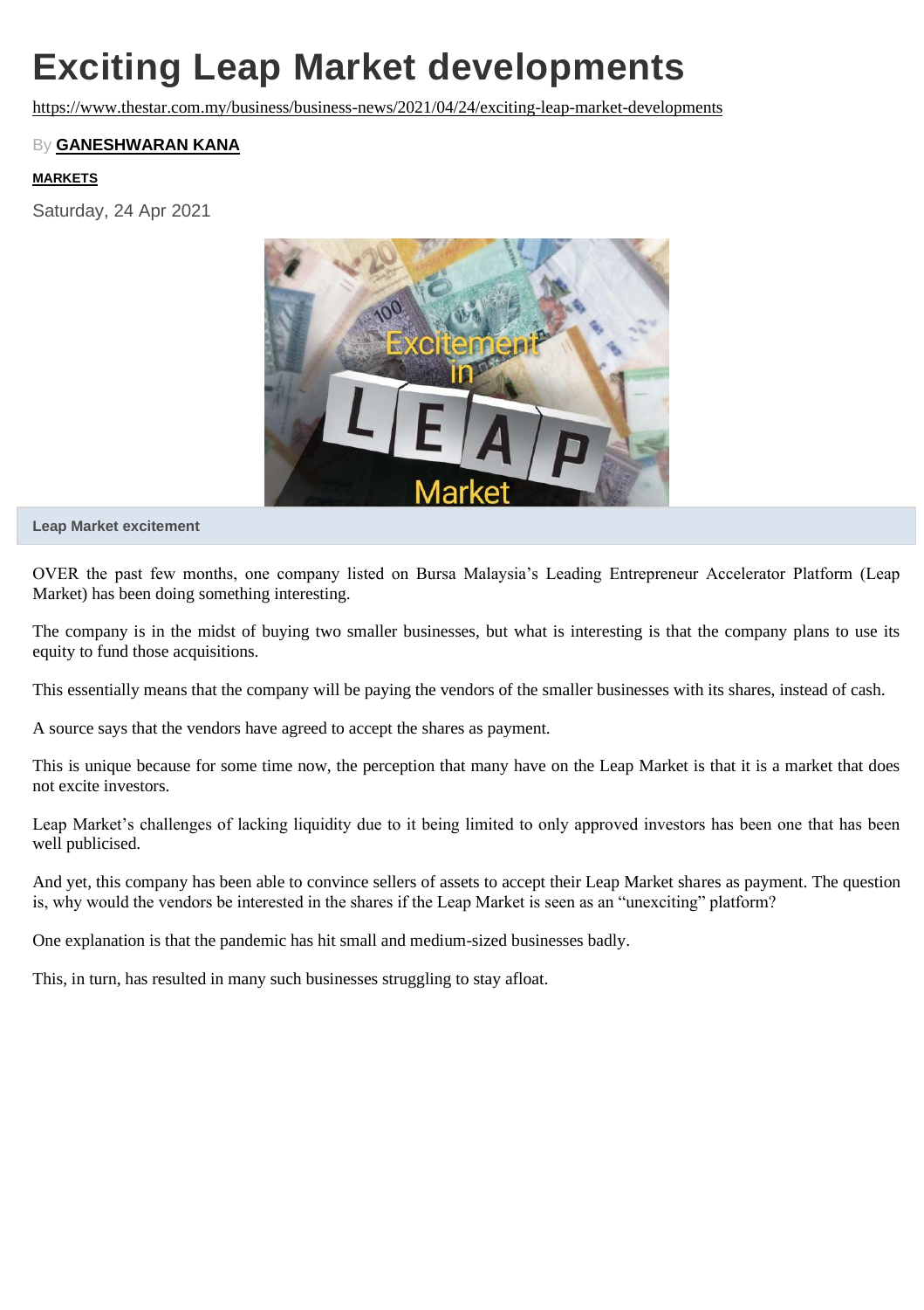# Exciting Leap Market developments

https://www.thestar.com.my/business/business-news/2021/04/24/exciting-leap-market-developments

By **GANESHWARAN KANA**

**MARKETS**

Saturday, 24 Apr 2021

**Leap Market excitement**

OVER the past few months, one company listed on Bursa Malaysia's Leading Entrepreneur Accelerator Platform (Leap Market) has been doing something interesting.

The company is in the midst of buying two smaller businesses, but what is interesting is that the company plans to use its equity to fund those acquisitions.

This essentially means that the company will be paying the vendors of the smaller businesses with its shares, instead of cash.

A source says that the vendors have agreed to accept the shares as payment.

This is unique because for some time now, the perception that many have on the Leap Market is that it is a market that does not excite investors.

Leap Market's challenges of lacking liquidity due to it being limited to only approved investors has been one that has been well publicised.

And yet, this company has been able to convince sellers of assets to accept their Leap Market shares as payment. The question is, why would the vendors be interested in the shares if the Leap Market is seen as an "unexciting" platform?

One explanation is that the pandemic has hit small and medium-sized businesses badly.

This, in turn, has resulted in many such businesses struggling to stay afloat.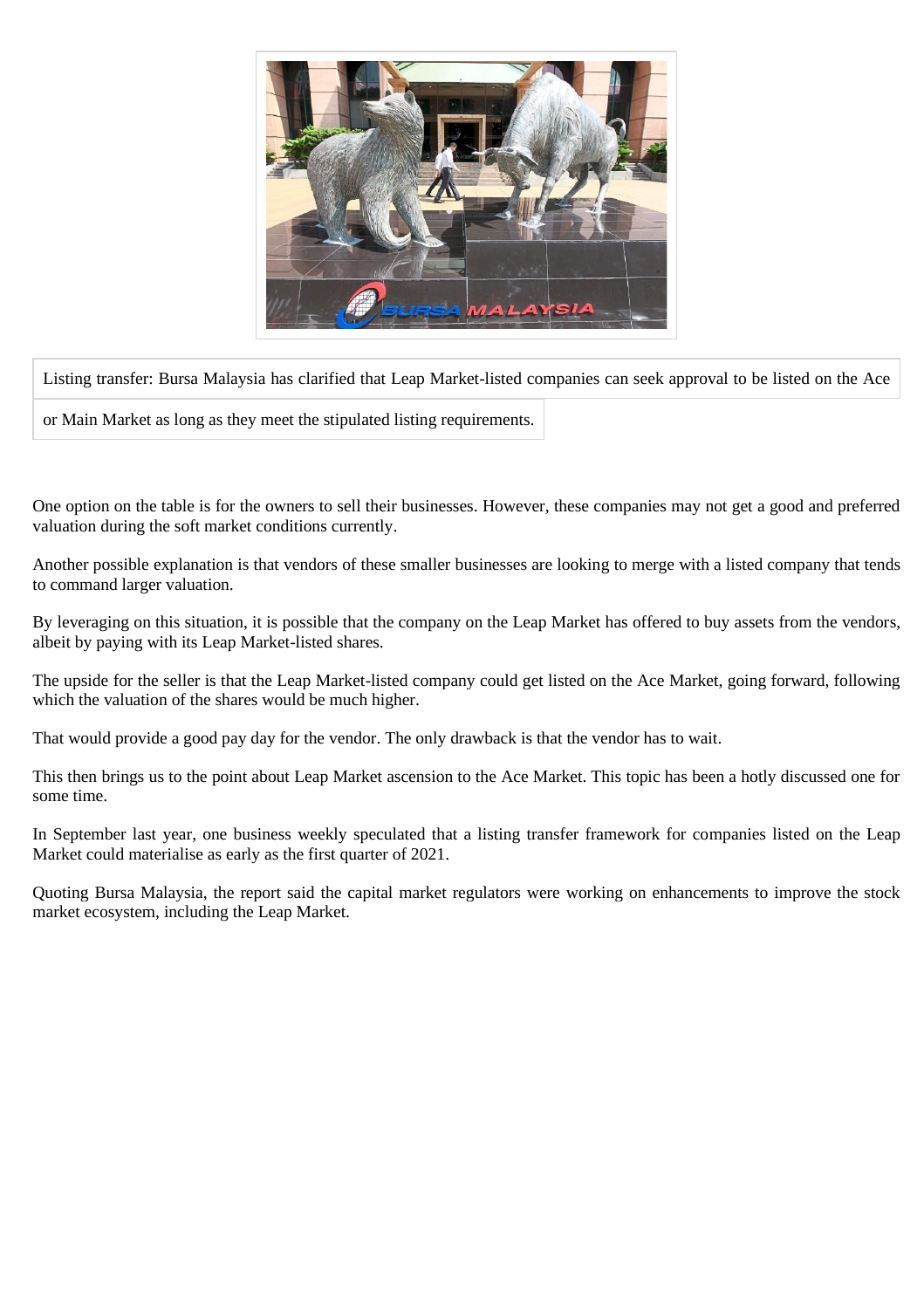Listing transfer: Bursa Malaysia has clarified that Leap Market-listed companies can seek approval to be listed on the Ace or Main Market as long as they meet the stipulated listing requirements.

One option on the table is for the owners to sell their businesses. However, these companies may not get a good and preferred valuation during the soft market conditions currently.

Another possible explanation is that vendors of these smaller businesses are looking to merge with a listed company that tends to command larger valuation.

By leveraging on this situation, it is possible that the company on the Leap Market has offered to buy assets from the vendors, albeit by paying with its Leap Market-listed shares.

The upside for the seller is that the Leap Market-listed company could get listed on the Ace Market, going forward, following which the valuation of the shares would be much higher.

That would provide a good pay day for the vendor. The only drawback is that the vendor has to wait.

This then brings us to the point about Leap Market ascension to the Ace Market. This topic has been a hotly discussed one for some time.

In September last year, one business weekly speculated that a listing transfer framework for companies listed on the Leap Market could materialise as early as the first quarter of 2021.

Quoting Bursa Malaysia, the report said the capital market regulators were working on enhancements to improve the stock market ecosystem, including the Leap Market.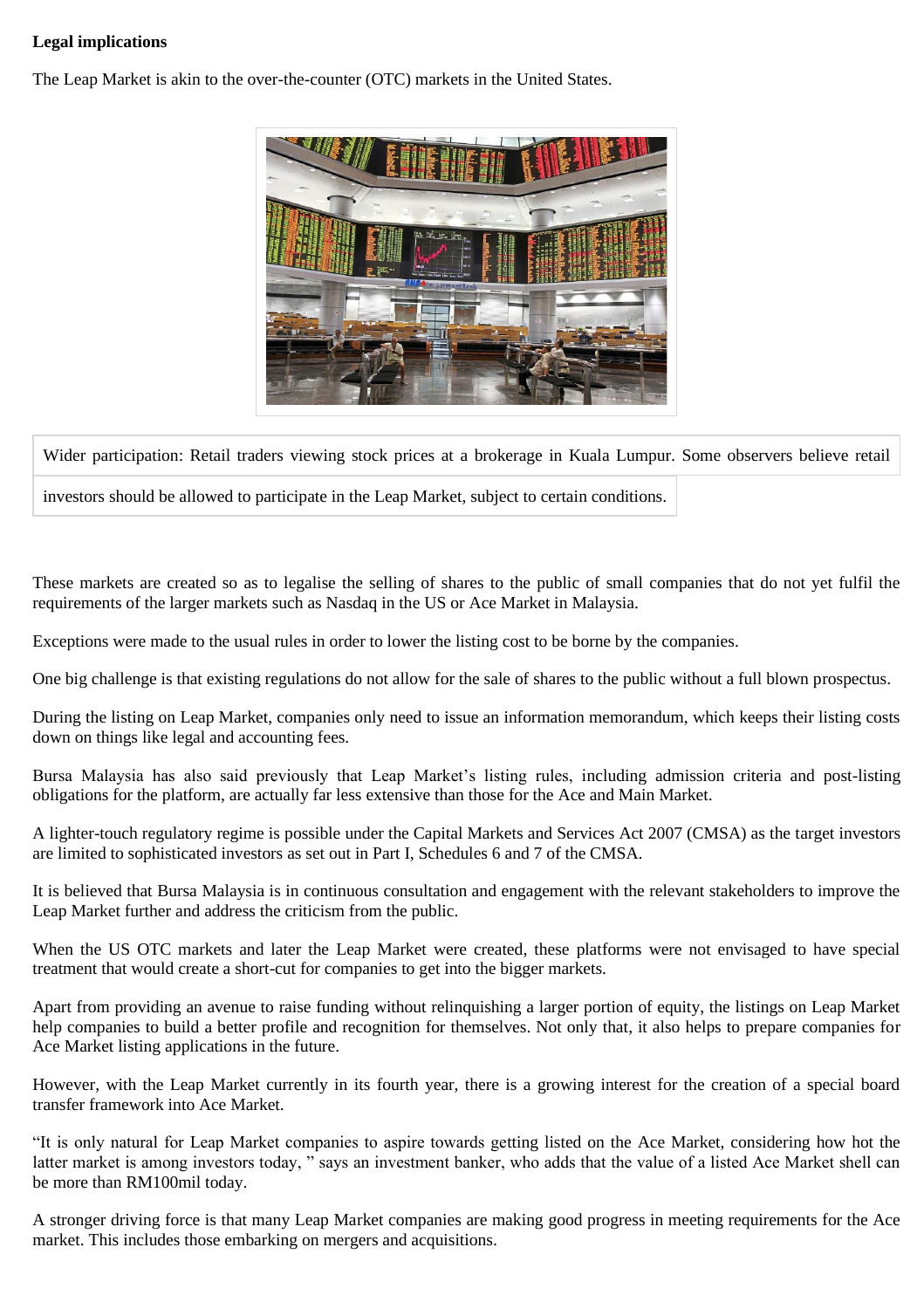**Legal implications**

The Leap Market is akin to the over-the-counter (OTC) markets in the United States.

Wider participation: Retail traders viewing stock prices at a brokerage in Kuala Lumpur. Some observers believe retail investors should be allowed to participate in the Leap Market, subject to certain conditions.

These markets are created so as to legalise the selling of shares to the public of small companies that do not yet fulfil the requirements of the larger markets such as Nasdaq in the US or Ace Market in Malaysia.

Exceptions were made to the usual rules in order to lower the listing cost to be borne by the companies.

One big challenge is that existing regulations do not allow for the sale of shares to the public without a full blown prospectus.

During the listing on Leap Market, companies only need to issue an information memorandum, which keeps their listing costs down on things like legal and accounting fees.

Bursa Malaysia has also said previously that Leap Market's listing rules, including admission criteria and post-listing obligations for the platform, are actually far less extensive than those for the Ace and Main Market.

A lighter-touch regulatory regime is possible under the Capital Markets and Services Act 2007 (CMSA) as the target investors are limited to sophisticated investors as set out in Part I, Schedules 6 and 7 of the CMSA.

It is believed that Bursa Malaysia is in continuous consultation and engagement with the relevant stakeholders to improve the Leap Market further and address the criticism from the public.

When the US OTC markets and later the Leap Market were created, these platforms were not envisaged to have special treatment that would create a short-cut for companies to get into the bigger markets.

Apart from providing an avenue to raise funding without relinquishing a larger portion of equity, the listings on Leap Market help companies to build a better profile and recognition for themselves. Not only that, it also helps to prepare companies for Ace Market listing applications in the future.

However, with the Leap Market currently in its fourth year, there is a growing interest for the creation of a special board transfer framework into Ace Market.

"It is only natural for Leap Market companies to aspire towards getting listed on the Ace Market, considering how hot the latter market is among investors today, " says an investment banker, who adds that the value of a listed Ace Market shell can be more than RM100mil today.

A stronger driving force is that many Leap Market companies are making good progress in meeting requirements for the Ace market. This includes those embarking on mergers and acquisitions.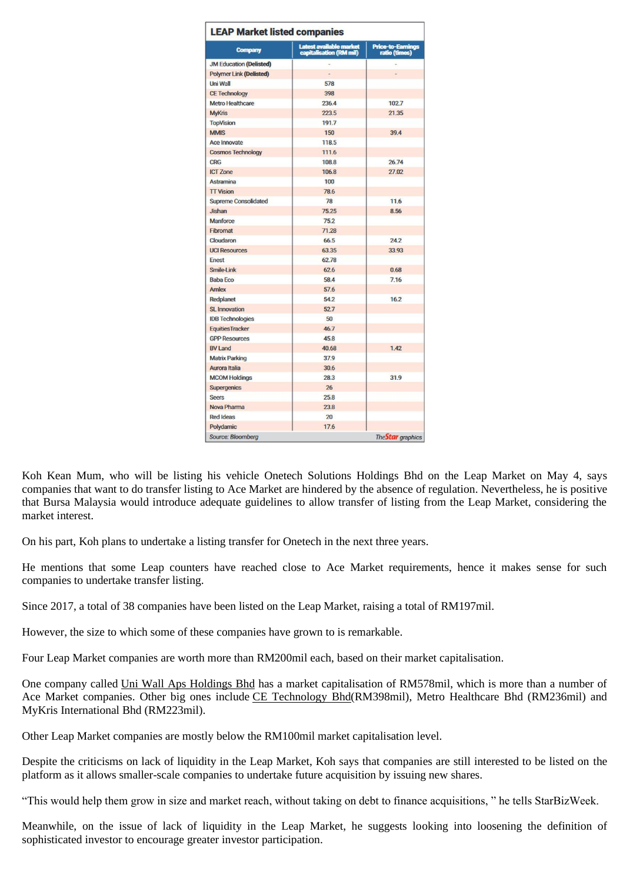## LEAP Market listed companies

| Company | Latest available market capitalisation (RM mil) | Price-to-Earnings ratio (times) |
|---|---|---|
| JM Education **(Delisted)** | - | - |
| Polymer Link **(Delisted)** | - | - |
| Uni Wall | 578 | |
| CE Technology | 398 | |
| Metro Healthcare | 236.4 | 102.7 |
| MyKris | 223.5 | 21.35 |
| TopVision | 191.7 | |
| MMIS | 150 | 39.4 |
| Ace Innovate | 118.5 | |
| Cosmos Technology | 111.6 | |
| CRG | 108.8 | 26.74 |
| ICT Zone | 106.8 | 27.02 |
| Astramina | 100 | |
| TT Vision | 78.6 | |
| Supreme Consolidated | 78 | 11.6 |
| Jishan | 75.25 | 8.56 |
| Manforce | 75.2 | |
| Fibromat | 71.28 | |
| Cloudaron | 66.5 | 24.2 |
| UCI Resources | 63.35 | 33.93 |
| Enest | 62.78 | |
| Smile-Link | 62.6 | 0.68 |
| Baba Eco | 58.4 | 7.16 |
| Amlex | 57.6 | |
| Redplanet | 54.2 | 16.2 |
| SL Innovation | 52.7 | |
| IDB Technologies | 50 | |
| EquitiesTracker | 46.7 | |
| GPP Resources | 45.8 | |
| BV Land | 40.68 | 1.42 |
| Matrix Parking | 37.9 | |
| Aurora Italia | 30.6 | |
| MCOM Holdings | 28.3 | 31.9 |
| Supergenics | 26 | |
| Seers | 25.8 | |
| Nova Pharma | 23.8 | |
| Red Ideas | 20 | |
| Polydamic | 17.6 | |

Source: Bloomberg — TheStar graphics

Koh Kean Mum, who will be listing his vehicle Onetech Solutions Holdings Bhd on the Leap Market on May 4, says companies that want to do transfer listing to Ace Market are hindered by the absence of regulation. Nevertheless, he is positive that Bursa Malaysia would introduce adequate guidelines to allow transfer of listing from the Leap Market, considering the market interest.

On his part, Koh plans to undertake a listing transfer for Onetech in the next three years.

He mentions that some Leap counters have reached close to Ace Market requirements, hence it makes sense for such companies to undertake transfer listing.

Since 2017, a total of 38 companies have been listed on the Leap Market, raising a total of RM197mil.

However, the size to which some of these companies have grown to is remarkable.

Four Leap Market companies are worth more than RM200mil each, based on their market capitalisation.

One company called Uni Wall Aps Holdings Bhd has a market capitalisation of RM578mil, which is more than a number of Ace Market companies. Other big ones include CE Technology Bhd(RM398mil), Metro Healthcare Bhd (RM236mil) and MyKris International Bhd (RM223mil).

Other Leap Market companies are mostly below the RM100mil market capitalisation level.

Despite the criticisms on lack of liquidity in the Leap Market, Koh says that companies are still interested to be listed on the platform as it allows smaller-scale companies to undertake future acquisition by issuing new shares.

"This would help them grow in size and market reach, without taking on debt to finance acquisitions, " he tells StarBizWeek.

Meanwhile, on the issue of lack of liquidity in the Leap Market, he suggests looking into loosening the definition of sophisticated investor to encourage greater investor participation.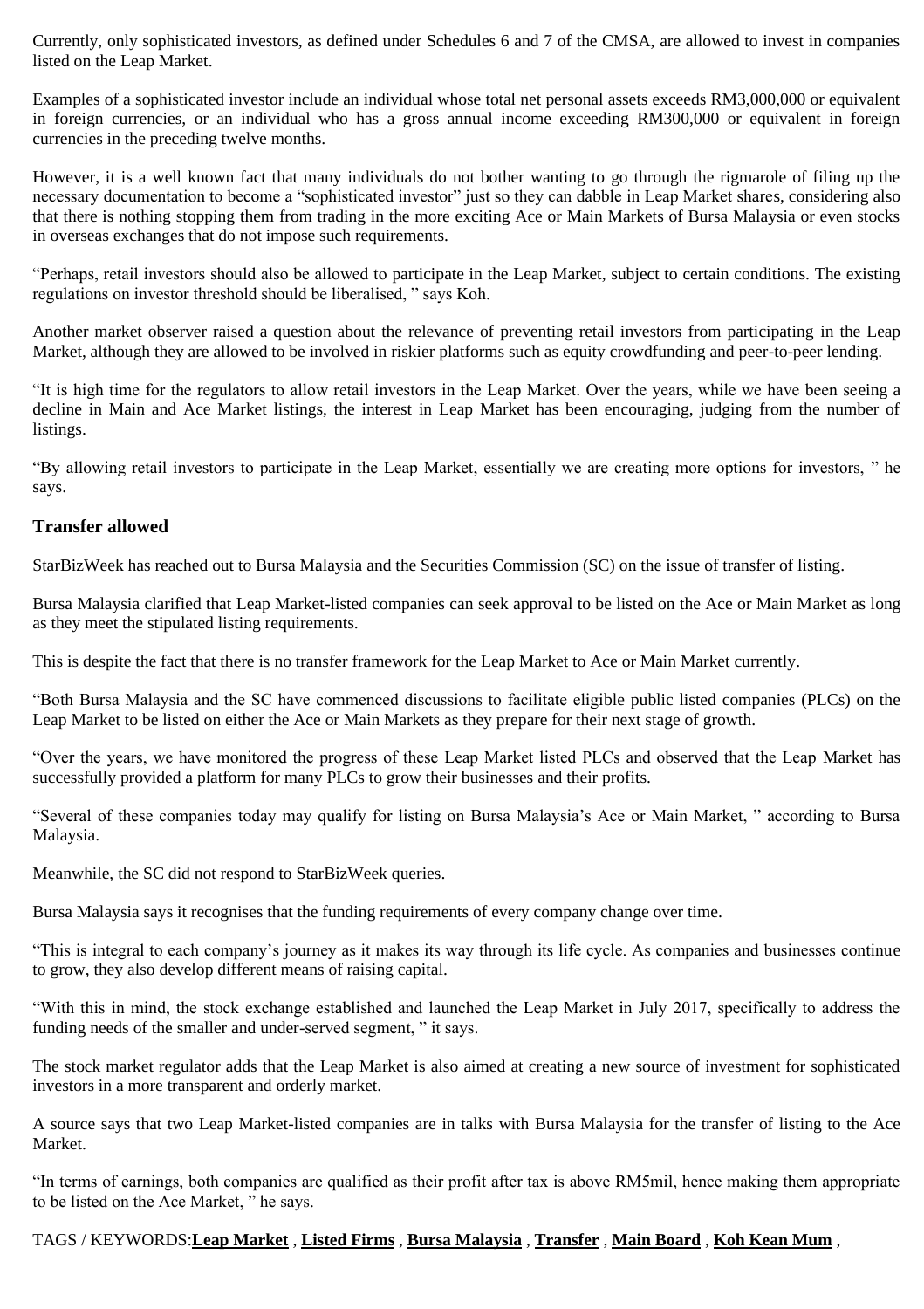Currently, only sophisticated investors, as defined under Schedules 6 and 7 of the CMSA, are allowed to invest in companies listed on the Leap Market.

Examples of a sophisticated investor include an individual whose total net personal assets exceeds RM3,000,000 or equivalent in foreign currencies, or an individual who has a gross annual income exceeding RM300,000 or equivalent in foreign currencies in the preceding twelve months.

However, it is a well known fact that many individuals do not bother wanting to go through the rigmarole of filing up the necessary documentation to become a "sophisticated investor" just so they can dabble in Leap Market shares, considering also that there is nothing stopping them from trading in the more exciting Ace or Main Markets of Bursa Malaysia or even stocks in overseas exchanges that do not impose such requirements.

"Perhaps, retail investors should also be allowed to participate in the Leap Market, subject to certain conditions. The existing regulations on investor threshold should be liberalised, " says Koh.

Another market observer raised a question about the relevance of preventing retail investors from participating in the Leap Market, although they are allowed to be involved in riskier platforms such as equity crowdfunding and peer-to-peer lending.

"It is high time for the regulators to allow retail investors in the Leap Market. Over the years, while we have been seeing a decline in Main and Ace Market listings, the interest in Leap Market has been encouraging, judging from the number of listings.

"By allowing retail investors to participate in the Leap Market, essentially we are creating more options for investors, " he says.

### Transfer allowed

StarBizWeek has reached out to Bursa Malaysia and the Securities Commission (SC) on the issue of transfer of listing.

Bursa Malaysia clarified that Leap Market-listed companies can seek approval to be listed on the Ace or Main Market as long as they meet the stipulated listing requirements.

This is despite the fact that there is no transfer framework for the Leap Market to Ace or Main Market currently.

"Both Bursa Malaysia and the SC have commenced discussions to facilitate eligible public listed companies (PLCs) on the Leap Market to be listed on either the Ace or Main Markets as they prepare for their next stage of growth.

"Over the years, we have monitored the progress of these Leap Market listed PLCs and observed that the Leap Market has successfully provided a platform for many PLCs to grow their businesses and their profits.

"Several of these companies today may qualify for listing on Bursa Malaysia's Ace or Main Market, " according to Bursa Malaysia.

Meanwhile, the SC did not respond to StarBizWeek queries.

Bursa Malaysia says it recognises that the funding requirements of every company change over time.

"This is integral to each company's journey as it makes its way through its life cycle. As companies and businesses continue to grow, they also develop different means of raising capital.

"With this in mind, the stock exchange established and launched the Leap Market in July 2017, specifically to address the funding needs of the smaller and under-served segment, " it says.

The stock market regulator adds that the Leap Market is also aimed at creating a new source of investment for sophisticated investors in a more transparent and orderly market.

A source says that two Leap Market-listed companies are in talks with Bursa Malaysia for the transfer of listing to the Ace Market.

"In terms of earnings, both companies are qualified as their profit after tax is above RM5mil, hence making them appropriate to be listed on the Ace Market, " he says.

TAGS / KEYWORDS: **Leap Market** , **Listed Firms** , **Bursa Malaysia** , **Transfer** , **Main Board** , **Koh Kean Mum** ,